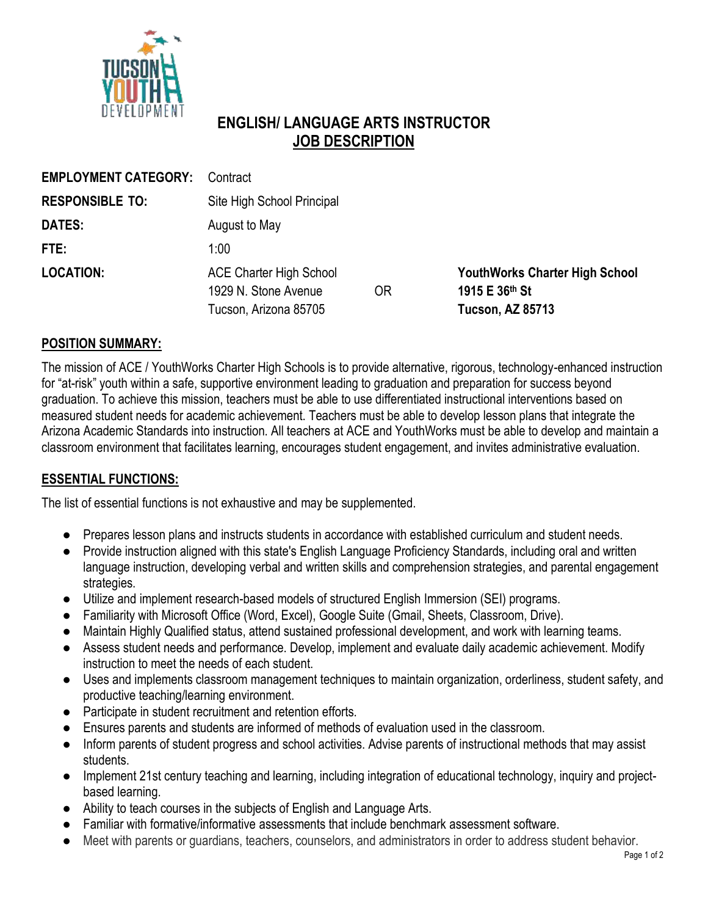# ENGLISH/ LANGUAGE ARTS INSTRUCTOR
## JOB DESCRIPTION

| | | | |
|---|---|---|---|
| **EMPLOYMENT CATEGORY:** | Contract | | |
| **RESPONSIBLE TO:** | Site High School Principal | | |
| **DATES:** | August to May | | |
| **FTE:** | 1:00 | | |
| **LOCATION:** | ACE Charter High School<br>1929 N. Stone Avenue<br>Tucson, Arizona 85705 | OR | **YouthWorks Charter High School**<br>**1915 E 36th St**<br>**Tucson, AZ 85713** |

## POSITION SUMMARY:

The mission of ACE / YouthWorks Charter High Schools is to provide alternative, rigorous, technology-enhanced instruction for "at-risk" youth within a safe, supportive environment leading to graduation and preparation for success beyond graduation. To achieve this mission, teachers must be able to use differentiated instructional interventions based on measured student needs for academic achievement. Teachers must be able to develop lesson plans that integrate the Arizona Academic Standards into instruction. All teachers at ACE and YouthWorks must be able to develop and maintain a classroom environment that facilitates learning, encourages student engagement, and invites administrative evaluation.

## ESSENTIAL FUNCTIONS:

The list of essential functions is not exhaustive and may be supplemented.

- Prepares lesson plans and instructs students in accordance with established curriculum and student needs.
- Provide instruction aligned with this state's English Language Proficiency Standards, including oral and written language instruction, developing verbal and written skills and comprehension strategies, and parental engagement strategies.
- Utilize and implement research-based models of structured English Immersion (SEI) programs.
- Familiarity with Microsoft Office (Word, Excel), Google Suite (Gmail, Sheets, Classroom, Drive).
- Maintain Highly Qualified status, attend sustained professional development, and work with learning teams.
- Assess student needs and performance. Develop, implement and evaluate daily academic achievement. Modify instruction to meet the needs of each student.
- Uses and implements classroom management techniques to maintain organization, orderliness, student safety, and productive teaching/learning environment.
- Participate in student recruitment and retention efforts.
- Ensures parents and students are informed of methods of evaluation used in the classroom.
- Inform parents of student progress and school activities. Advise parents of instructional methods that may assist students.
- Implement 21st century teaching and learning, including integration of educational technology, inquiry and project-based learning.
- Ability to teach courses in the subjects of English and Language Arts.
- Familiar with formative/informative assessments that include benchmark assessment software.
- Meet with parents or guardians, teachers, counselors, and administrators in order to address student behavior.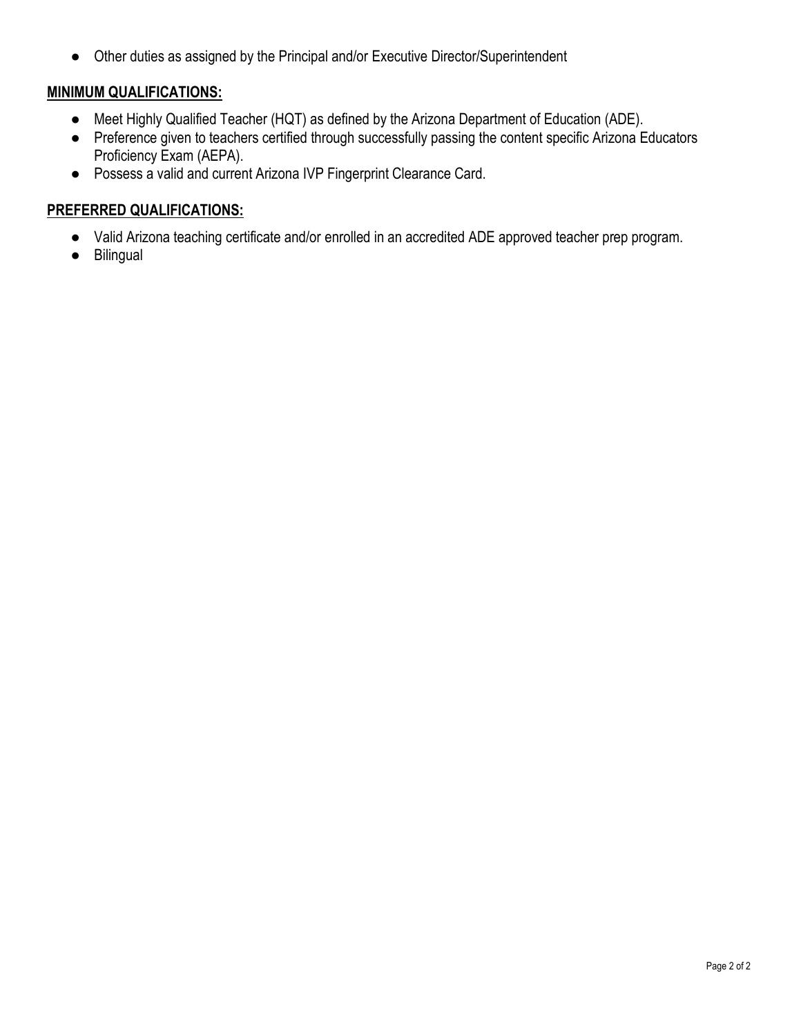- Other duties as assigned by the Principal and/or Executive Director/Superintendent

**MINIMUM QUALIFICATIONS:**

- Meet Highly Qualified Teacher (HQT) as defined by the Arizona Department of Education (ADE).
- Preference given to teachers certified through successfully passing the content specific Arizona Educators Proficiency Exam (AEPA).
- Possess a valid and current Arizona IVP Fingerprint Clearance Card.

**PREFERRED QUALIFICATIONS:**

- Valid Arizona teaching certificate and/or enrolled in an accredited ADE approved teacher prep program.
- Bilingual